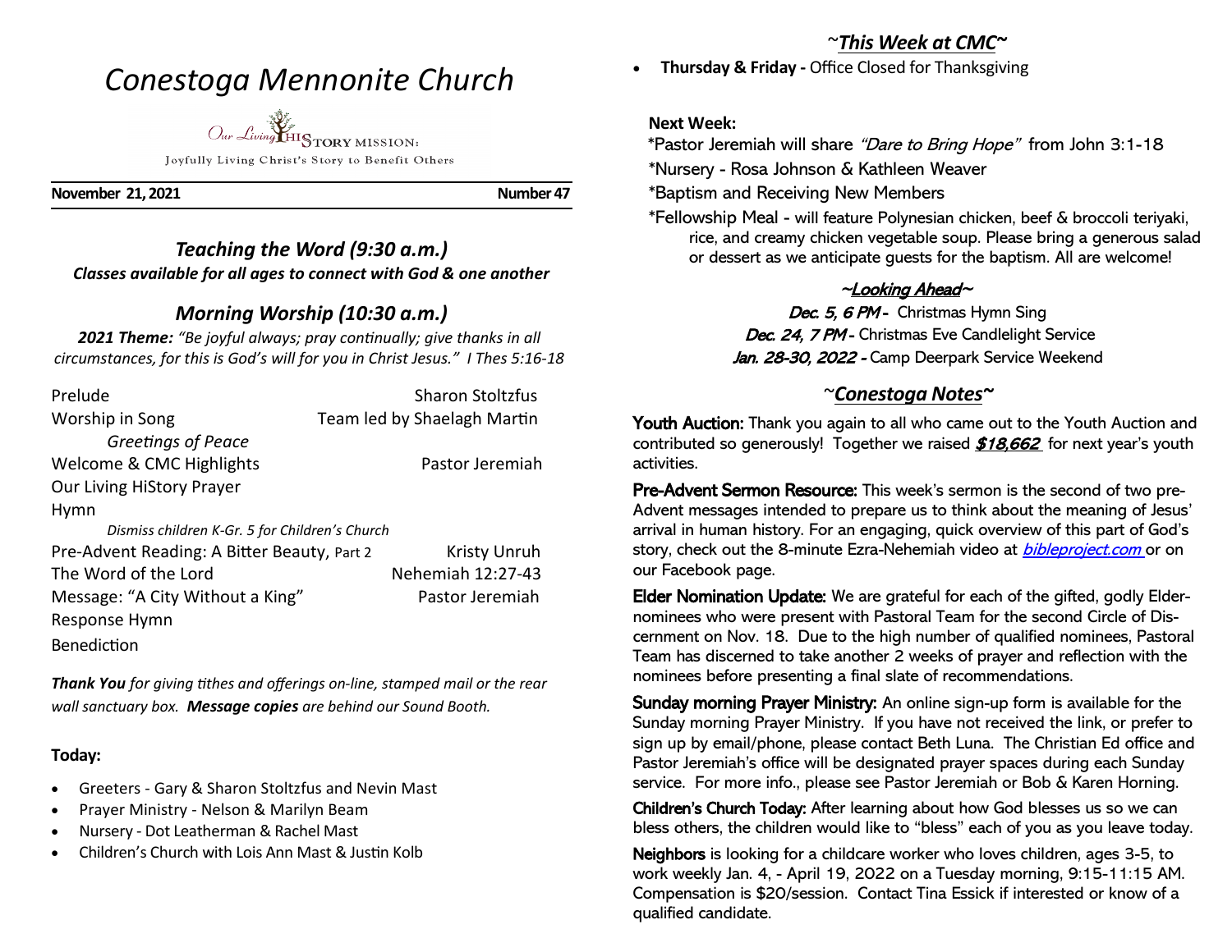# *Conestoga Mennonite Church*

Our Living HiSTORY MISSION:

Joyfully Living Christ's Story to Benefit Others

**November 21, 2021** **Number 47**

## *Teaching the Word (9:30 a.m.)*

***Classes available for all ages to connect with God & one another***

## *Morning Worship (10:30 a.m.)*

***2021 Theme:*** *"Be joyful always; pray continually; give thanks in all circumstances, for this is God's will for you in Christ Jesus." I Thes 5:16-18*

| | |
|---|---|
| Prelude | Sharon Stoltzfus |
| Worship in Song | Team led by Shaelagh Martin |
| *Greetings of Peace* | |
| Welcome & CMC Highlights | Pastor Jeremiah |
| Our Living HiStory Prayer | |
| Hymn | |
| *Dismiss children K-Gr. 5 for Children's Church* | |
| Pre-Advent Reading: A Bitter Beauty, Part 2 | Kristy Unruh |
| The Word of the Lord | Nehemiah 12:27-43 |
| Message: "A City Without a King" | Pastor Jeremiah |
| Response Hymn | |
| Benediction | |

***Thank You*** *for giving tithes and offerings on-line, stamped mail or the rear wall sanctuary box.* ***Message copies*** *are behind our Sound Booth.*

**Today:**

- Greeters - Gary & Sharon Stoltzfus and Nevin Mast
- Prayer Ministry - Nelson & Marilyn Beam
- Nursery - Dot Leatherman & Rachel Mast
- Children's Church with Lois Ann Mast & Justin Kolb

## ~*This Week at CMC*~

- **Thursday & Friday -** Office Closed for Thanksgiving

**Next Week:**

*Pastor Jeremiah will share *"Dare to Bring Hope"* from John 3:1-18
*Nursery - Rosa Johnson & Kathleen Weaver
*Baptism and Receiving New Members
*Fellowship Meal - will feature Polynesian chicken, beef & broccoli teriyaki, rice, and creamy chicken vegetable soup. Please bring a generous salad or dessert as we anticipate guests for the baptism. All are welcome!

### ~*Looking Ahead*~

*Dec. 5, 6 PM* - Christmas Hymn Sing
*Dec. 24, 7 PM* - Christmas Eve Candlelight Service
*Jan. 28-30, 2022* - Camp Deerpark Service Weekend

## ~*Conestoga Notes*~

**Youth Auction:** Thank you again to all who came out to the Youth Auction and contributed so generously! Together we raised ***$18,662*** for next year's youth activities.

**Pre-Advent Sermon Resource:** This week's sermon is the second of two pre-Advent messages intended to prepare us to think about the meaning of Jesus' arrival in human history. For an engaging, quick overview of this part of God's story, check out the 8-minute Ezra-Nehemiah video at *bibleproject.com* or on our Facebook page.

**Elder Nomination Update:** We are grateful for each of the gifted, godly Elder-nominees who were present with Pastoral Team for the second Circle of Discernment on Nov. 18. Due to the high number of qualified nominees, Pastoral Team has discerned to take another 2 weeks of prayer and reflection with the nominees before presenting a final slate of recommendations.

**Sunday morning Prayer Ministry:** An online sign-up form is available for the Sunday morning Prayer Ministry. If you have not received the link, or prefer to sign up by email/phone, please contact Beth Luna. The Christian Ed office and Pastor Jeremiah's office will be designated prayer spaces during each Sunday service. For more info., please see Pastor Jeremiah or Bob & Karen Horning.

**Children's Church Today:** After learning about how God blesses us so we can bless others, the children would like to "bless" each of you as you leave today.

**Neighbors** is looking for a childcare worker who loves children, ages 3-5, to work weekly Jan. 4, - April 19, 2022 on a Tuesday morning, 9:15-11:15 AM. Compensation is $20/session. Contact Tina Essick if interested or know of a qualified candidate.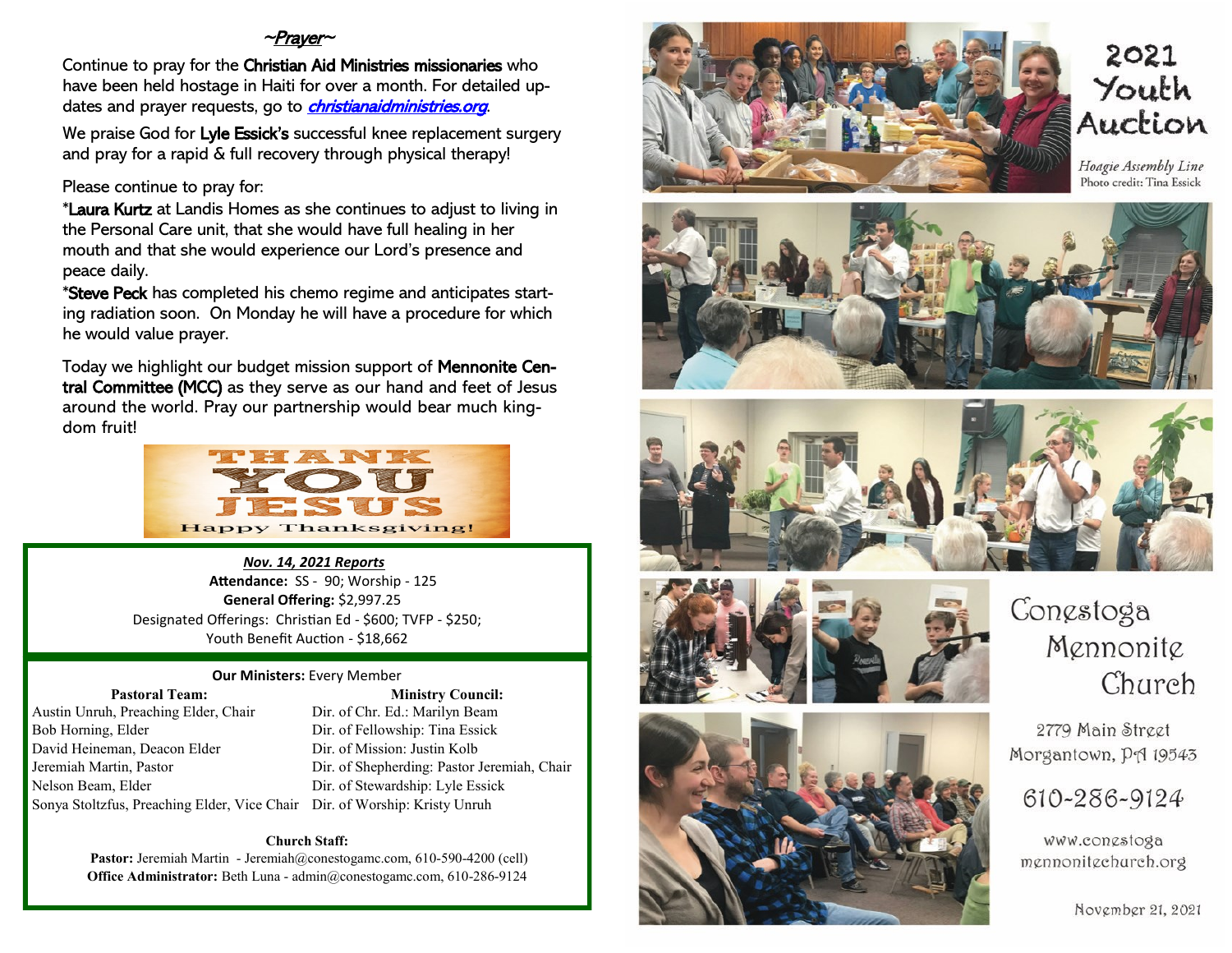## ~Prayer~

Continue to pray for the **Christian Aid Ministries missionaries** who have been held hostage in Haiti for over a month. For detailed updates and prayer requests, go to ***christianaidministries.org***.

We praise God for **Lyle Essick's** successful knee replacement surgery and pray for a rapid & full recovery through physical therapy!

Please continue to pray for:

*__Laura Kurtz__ at Landis Homes as she continues to adjust to living in the Personal Care unit, that she would have full healing in her mouth and that she would experience our Lord's presence and peace daily.

*__Steve Peck__ has completed his chemo regime and anticipates starting radiation soon. On Monday he will have a procedure for which he would value prayer.

Today we highlight our budget mission support of **Mennonite Central Committee (MCC)** as they serve as our hand and feet of Jesus around the world. Pray our partnership would bear much kingdom fruit!

THANK YOU JESUS

Happy Thanksgiving!

***Nov. 14, 2021 Reports***

**Attendance:** SS - 90; Worship - 125

**General Offering:** $2,997.25

Designated Offerings: Christian Ed - $600; TVFP - $250; Youth Benefit Auction - $18,662

**Our Ministers:** Every Member

**Pastoral Team:**

Austin Unruh, Preaching Elder, Chair
Bob Horning, Elder
David Heineman, Deacon Elder
Jeremiah Martin, Pastor
Nelson Beam, Elder
Sonya Stoltzfus, Preaching Elder, Vice Chair

**Ministry Council:**

Dir. of Chr. Ed.: Marilyn Beam
Dir. of Fellowship: Tina Essick
Dir. of Mission: Justin Kolb
Dir. of Shepherding: Pastor Jeremiah, Chair
Dir. of Stewardship: Lyle Essick
Dir. of Worship: Kristy Unruh

**Church Staff:**

**Pastor:** Jeremiah Martin - Jeremiah@conestogamc.com, 610-590-4200 (cell)
**Office Administrator:** Beth Luna - admin@conestogamc.com, 610-286-9124

# 2021 Youth Auction

*Hoagie Assembly Line*
Photo credit: Tina Essick

# Conestoga Mennonite Church

2779 Main Street
Morgantown, PA 19543

610-286-9124

www.conestogamennonitechurch.org

November 21, 2021